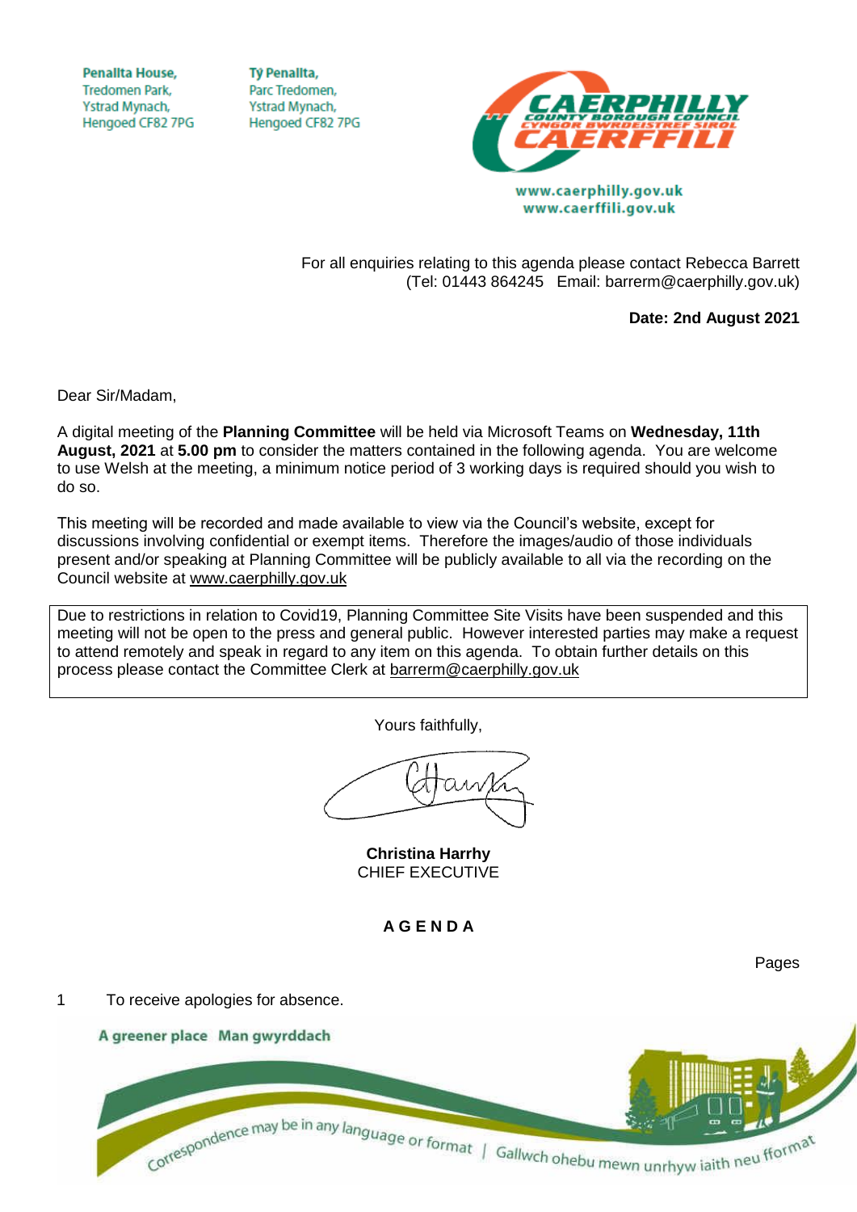Penallta House,
Tredomen Park,
Ystrad Mynach,
Hengoed CF82 7PG

Tŷ Penallta,
Parc Tredomen,
Ystrad Mynach,
Hengoed CF82 7PG

www.caerphilly.gov.uk
www.caerffili.gov.uk

For all enquiries relating to this agenda please contact Rebecca Barrett
(Tel: 01443 864245 Email: barrerm@caerphilly.gov.uk)

**Date: 2nd August 2021**

Dear Sir/Madam,

A digital meeting of the **Planning Committee** will be held via Microsoft Teams on **Wednesday, 11th August, 2021** at **5.00 pm** to consider the matters contained in the following agenda. You are welcome to use Welsh at the meeting, a minimum notice period of 3 working days is required should you wish to do so.

This meeting will be recorded and made available to view via the Council's website, except for discussions involving confidential or exempt items. Therefore the images/audio of those individuals present and/or speaking at Planning Committee will be publicly available to all via the recording on the Council website at www.caerphilly.gov.uk

| Due to restrictions in relation to Covid19, Planning Committee Site Visits have been suspended and this meeting will not be open to the press and general public. However interested parties may make a request to attend remotely and speak in regard to any item on this agenda. To obtain further details on this process please contact the Committee Clerk at barrerm@caerphilly.gov.uk |
| --- |

Yours faithfully,

**Christina Harrhy**
CHIEF EXECUTIVE

## A G E N D A

Pages

1 To receive apologies for absence.

A greener place Man gwyrddach

Correspondence may be in any language or format | Gallwch ohebu mewn unrhyw iaith neu fformat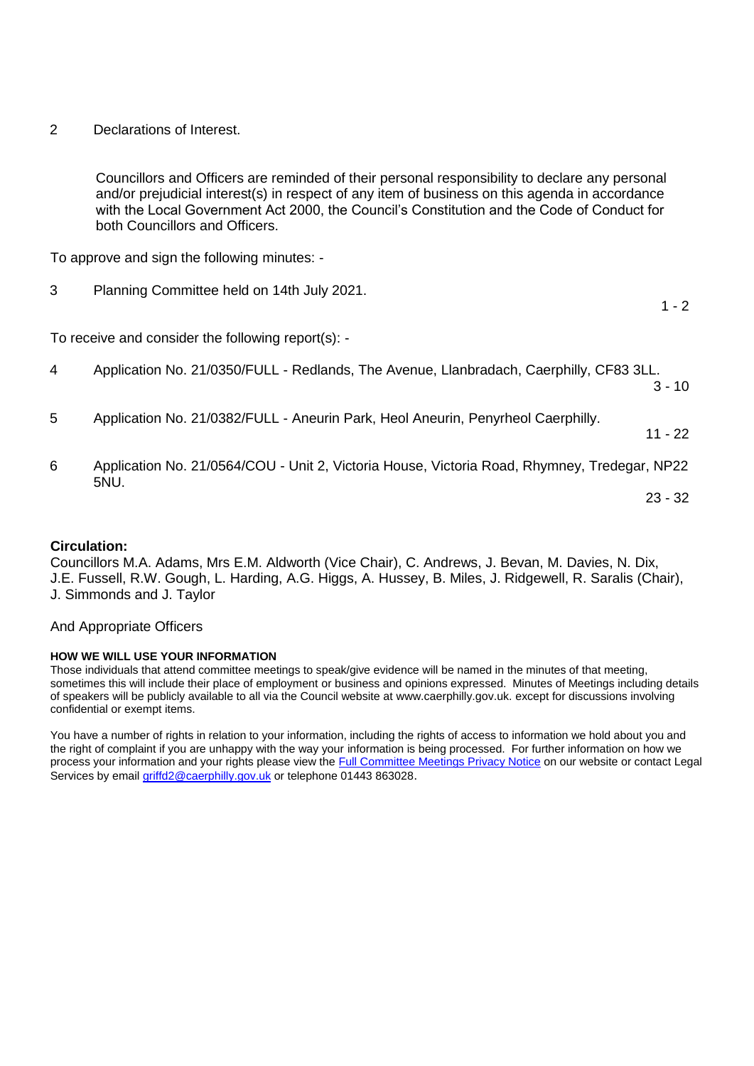2 Declarations of Interest.

Councillors and Officers are reminded of their personal responsibility to declare any personal and/or prejudicial interest(s) in respect of any item of business on this agenda in accordance with the Local Government Act 2000, the Council's Constitution and the Code of Conduct for both Councillors and Officers.

To approve and sign the following minutes: -

3 Planning Committee held on 14th July 2021.

1 - 2

To receive and consider the following report(s): -

4 Application No. 21/0350/FULL - Redlands, The Avenue, Llanbradach, Caerphilly, CF83 3LL.

3 - 10

5 Application No. 21/0382/FULL - Aneurin Park, Heol Aneurin, Penyrheol Caerphilly.

11 - 22

6 Application No. 21/0564/COU - Unit 2, Victoria House, Victoria Road, Rhymney, Tredegar, NP22 5NU.

23 - 32

**Circulation:**

Councillors M.A. Adams, Mrs E.M. Aldworth (Vice Chair), C. Andrews, J. Bevan, M. Davies, N. Dix, J.E. Fussell, R.W. Gough, L. Harding, A.G. Higgs, A. Hussey, B. Miles, J. Ridgewell, R. Saralis (Chair), J. Simmonds and J. Taylor

And Appropriate Officers

**HOW WE WILL USE YOUR INFORMATION**

Those individuals that attend committee meetings to speak/give evidence will be named in the minutes of that meeting, sometimes this will include their place of employment or business and opinions expressed. Minutes of Meetings including details of speakers will be publicly available to all via the Council website at www.caerphilly.gov.uk. except for discussions involving confidential or exempt items.

You have a number of rights in relation to your information, including the rights of access to information we hold about you and the right of complaint if you are unhappy with the way your information is being processed. For further information on how we process your information and your rights please view the Full Committee Meetings Privacy Notice on our website or contact Legal Services by email griffd2@caerphilly.gov.uk or telephone 01443 863028.